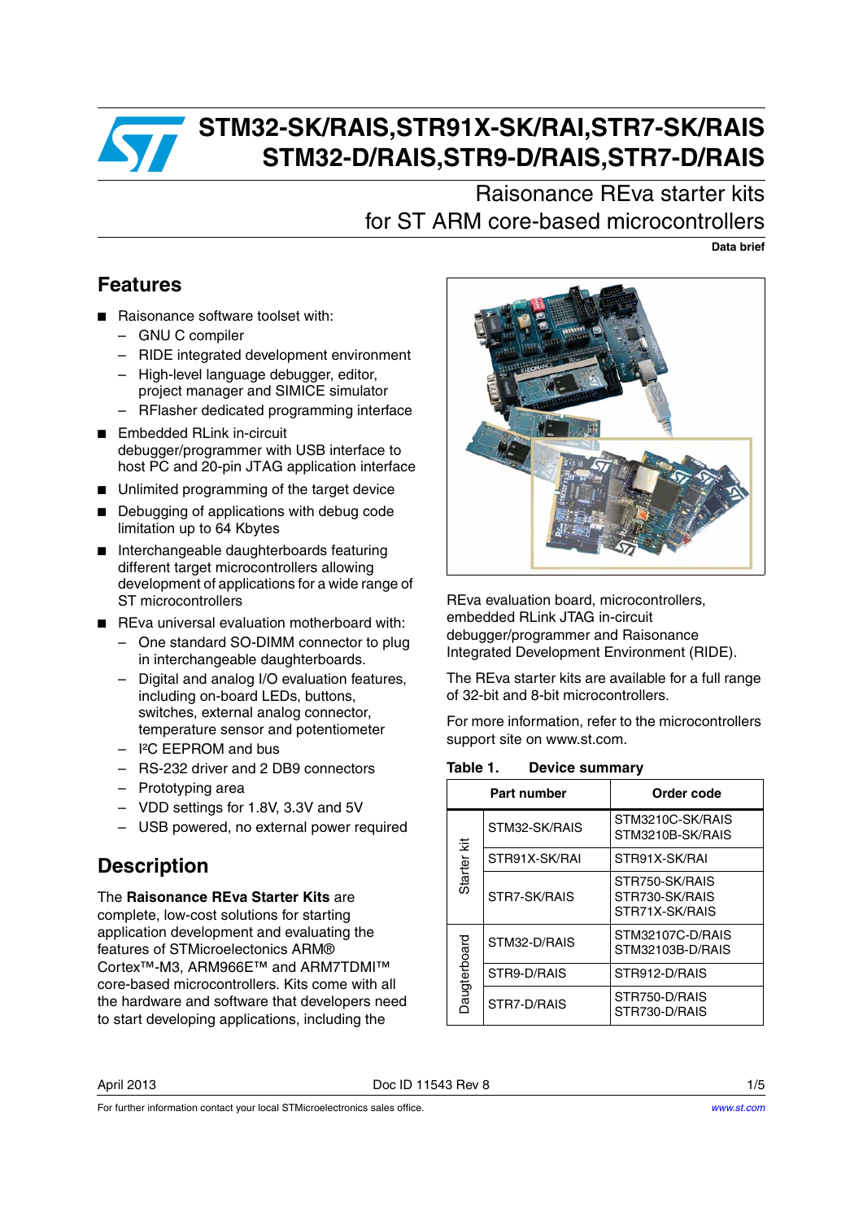# STM32-SK/RAIS,STR91X-SK/RAI,STR7-SK/RAIS STM32-D/RAIS,STR9-D/RAIS,STR7-D/RAIS

## Raisonance REva starter kits for ST ARM core-based microcontrollers

**Data brief**

## Features

- Raisonance software toolset with:
  - GNU C compiler
  - RIDE integrated development environment
  - High-level language debugger, editor, project manager and SIMICE simulator
  - RFlasher dedicated programming interface
- Embedded RLink in-circuit debugger/programmer with USB interface to host PC and 20-pin JTAG application interface
- Unlimited programming of the target device
- Debugging of applications with debug code limitation up to 64 Kbytes
- Interchangeable daughterboards featuring different target microcontrollers allowing development of applications for a wide range of ST microcontrollers
- REva universal evaluation motherboard with:
  - One standard SO-DIMM connector to plug in interchangeable daughterboards.
  - Digital and analog I/O evaluation features, including on-board LEDs, buttons, switches, external analog connector, temperature sensor and potentiometer
  - I²C EEPROM and bus
  - RS-232 driver and 2 DB9 connectors
  - Prototyping area
  - VDD settings for 1.8V, 3.3V and 5V
  - USB powered, no external power required

## Description

The **Raisonance REva Starter Kits** are complete, low-cost solutions for starting application development and evaluating the features of STMicroelectronics ARM® Cortex™-M3, ARM966E™ and ARM7TDMI™ core-based microcontrollers. Kits come with all the hardware and software that developers need to start developing applications, including the REva evaluation board, microcontrollers, embedded RLink JTAG in-circuit debugger/programmer and Raisonance Integrated Development Environment (RIDE).

The REva starter kits are available for a full range of 32-bit and 8-bit microcontrollers.

For more information, refer to the microcontrollers support site on www.st.com.

**Table 1. Device summary**

| | Part number | Order code |
|---|---|---|
| Starter kit | STM32-SK/RAIS | STM3210C-SK/RAIS<br>STM3210B-SK/RAIS |
| | STR91X-SK/RAI | STR91X-SK/RAI |
| | STR7-SK/RAIS | STR750-SK/RAIS<br>STR730-SK/RAIS<br>STR71X-SK/RAIS |
| Daugterboard | STM32-D/RAIS | STM32107C-D/RAIS<br>STM32103B-D/RAIS |
| | STR9-D/RAIS | STR912-D/RAIS |
| | STR7-D/RAIS | STR750-D/RAIS<br>STR730-D/RAIS |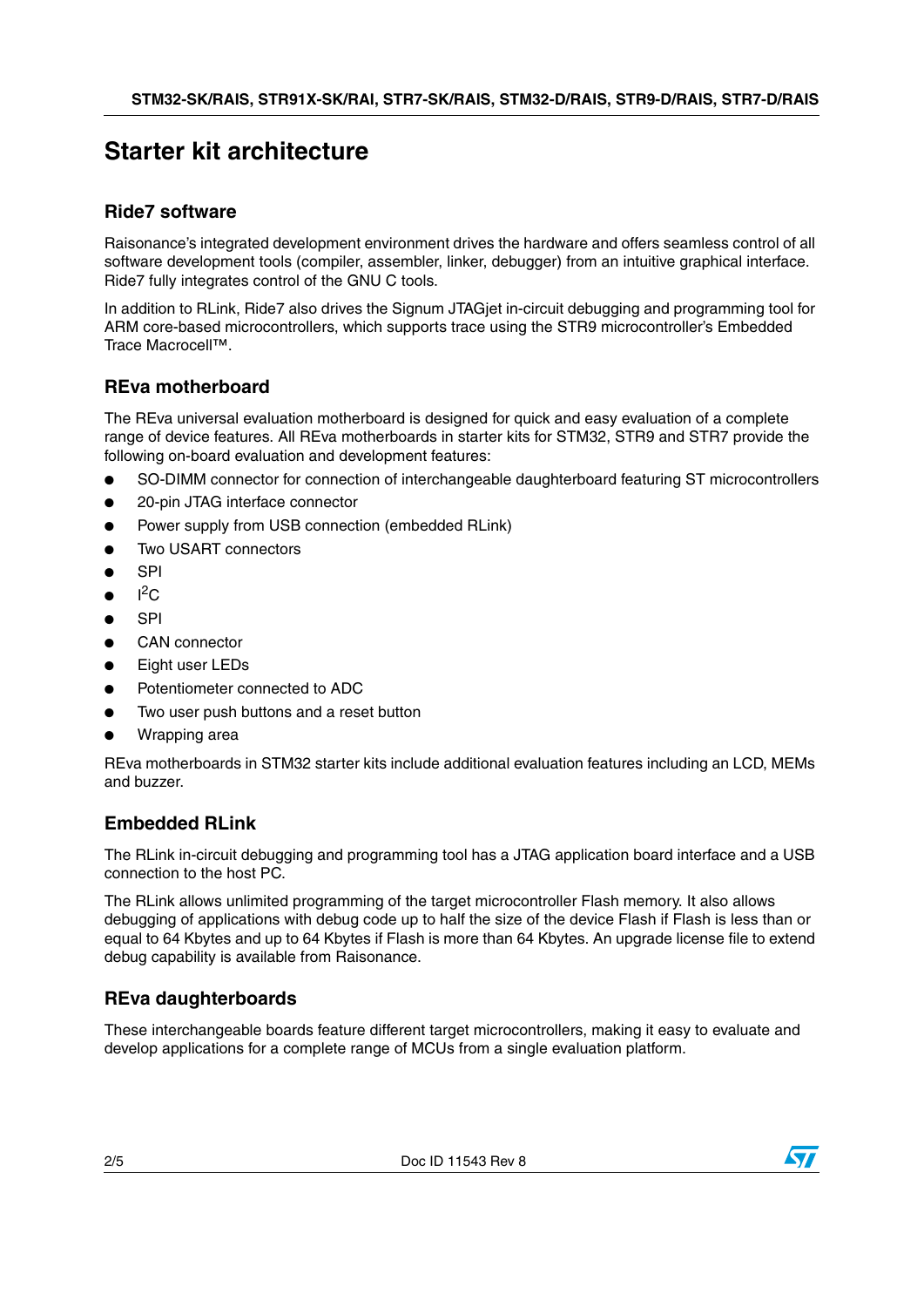# Starter kit architecture

## Ride7 software

Raisonance's integrated development environment drives the hardware and offers seamless control of all software development tools (compiler, assembler, linker, debugger) from an intuitive graphical interface. Ride7 fully integrates control of the GNU C tools.

In addition to RLink, Ride7 also drives the Signum JTAGjet in-circuit debugging and programming tool for ARM core-based microcontrollers, which supports trace using the STR9 microcontroller's Embedded Trace Macrocell™.

## REva motherboard

The REva universal evaluation motherboard is designed for quick and easy evaluation of a complete range of device features. All REva motherboards in starter kits for STM32, STR9 and STR7 provide the following on-board evaluation and development features:

- SO-DIMM connector for connection of interchangeable daughterboard featuring ST microcontrollers
- 20-pin JTAG interface connector
- Power supply from USB connection (embedded RLink)
- Two USART connectors
- SPI
- $I^2C$
- SPI
- CAN connector
- Eight user LEDs
- Potentiometer connected to ADC
- Two user push buttons and a reset button
- Wrapping area

REva motherboards in STM32 starter kits include additional evaluation features including an LCD, MEMs and buzzer.

## Embedded RLink

The RLink in-circuit debugging and programming tool has a JTAG application board interface and a USB connection to the host PC.

The RLink allows unlimited programming of the target microcontroller Flash memory. It also allows debugging of applications with debug code up to half the size of the device Flash if Flash is less than or equal to 64 Kbytes and up to 64 Kbytes if Flash is more than 64 Kbytes. An upgrade license file to extend debug capability is available from Raisonance.

## REva daughterboards

These interchangeable boards feature different target microcontrollers, making it easy to evaluate and develop applications for a complete range of MCUs from a single evaluation platform.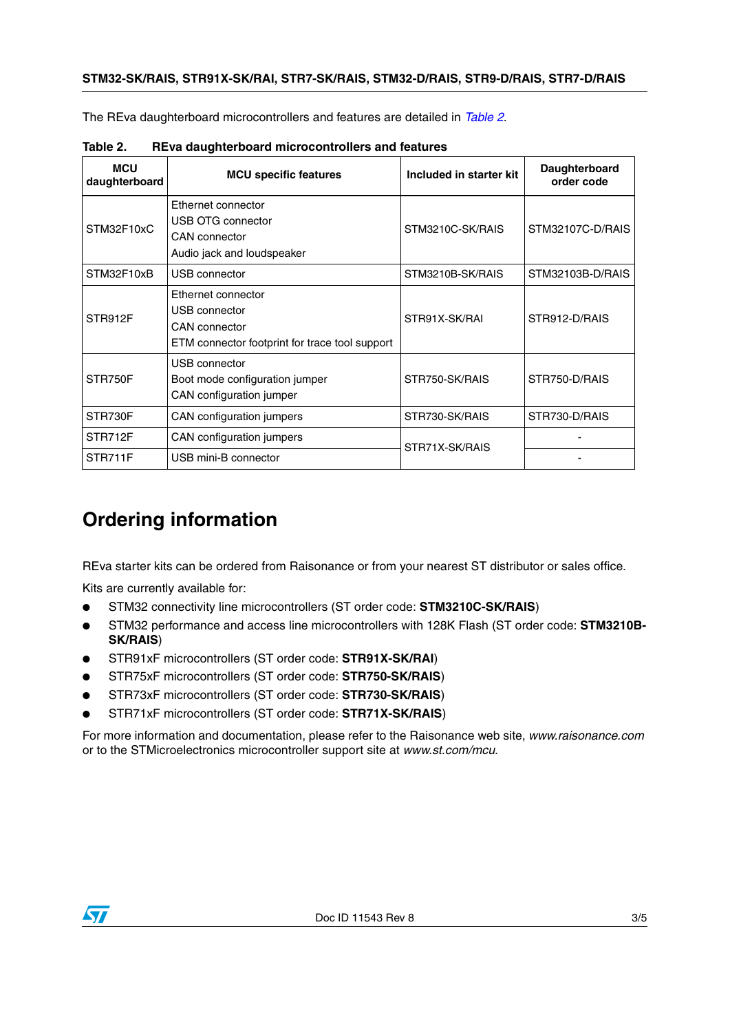The REva daughterboard microcontrollers and features are detailed in *Table 2*.

**Table 2. REva daughterboard microcontrollers and features**

| MCU daughterboard | MCU specific features | Included in starter kit | Daughterboard order code |
|---|---|---|---|
| STM32F10xC | Ethernet connector<br>USB OTG connector<br>CAN connector<br>Audio jack and loudspeaker | STM3210C-SK/RAIS | STM32107C-D/RAIS |
| STM32F10xB | USB connector | STM3210B-SK/RAIS | STM32103B-D/RAIS |
| STR912F | Ethernet connector<br>USB connector<br>CAN connector<br>ETM connector footprint for trace tool support | STR91X-SK/RAI | STR912-D/RAIS |
| STR750F | USB connector<br>Boot mode configuration jumper<br>CAN configuration jumper | STR750-SK/RAIS | STR750-D/RAIS |
| STR730F | CAN configuration jumpers | STR730-SK/RAIS | STR730-D/RAIS |
| STR712F | CAN configuration jumpers | STR71X-SK/RAIS | - |
| STR711F | USB mini-B connector | | - |

# Ordering information

REva starter kits can be ordered from Raisonance or from your nearest ST distributor or sales office.

Kits are currently available for:

- STM32 connectivity line microcontrollers (ST order code: **STM3210C-SK/RAIS**)
- STM32 performance and access line microcontrollers with 128K Flash (ST order code: **STM3210B-SK/RAIS**)
- STR91xF microcontrollers (ST order code: **STR91X-SK/RAI**)
- STR75xF microcontrollers (ST order code: **STR750-SK/RAIS**)
- STR73xF microcontrollers (ST order code: **STR730-SK/RAIS**)
- STR71xF microcontrollers (ST order code: **STR71X-SK/RAIS**)

For more information and documentation, please refer to the Raisonance web site, *www.raisonance.com* or to the STMicroelectronics microcontroller support site at *www.st.com/mcu*.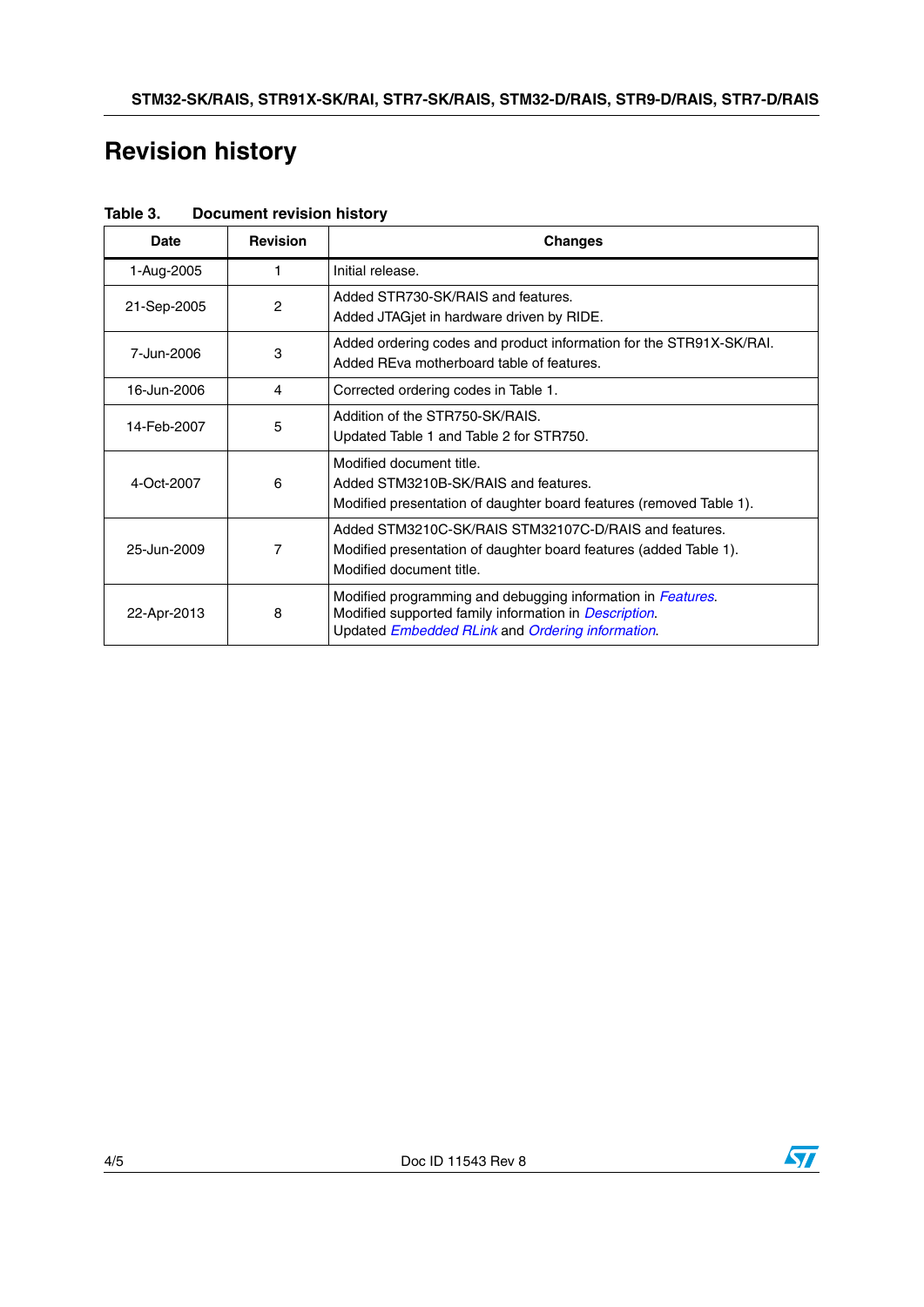# Revision history

**Table 3. Document revision history**

| Date | Revision | Changes |
|---|---|---|
| 1-Aug-2005 | 1 | Initial release. |
| 21-Sep-2005 | 2 | Added STR730-SK/RAIS and features.<br>Added JTAGjet in hardware driven by RIDE. |
| 7-Jun-2006 | 3 | Added ordering codes and product information for the STR91X-SK/RAI.<br>Added REva motherboard table of features. |
| 16-Jun-2006 | 4 | Corrected ordering codes in Table 1. |
| 14-Feb-2007 | 5 | Addition of the STR750-SK/RAIS.<br>Updated Table 1 and Table 2 for STR750. |
| 4-Oct-2007 | 6 | Modified document title.<br>Added STM3210B-SK/RAIS and features.<br>Modified presentation of daughter board features (removed Table 1). |
| 25-Jun-2009 | 7 | Added STM3210C-SK/RAIS STM32107C-D/RAIS and features.<br>Modified presentation of daughter board features (added Table 1).<br>Modified document title. |
| 22-Apr-2013 | 8 | Modified programming and debugging information in *Features*.<br>Modified supported family information in *Description*.<br>Updated *Embedded RLink* and *Ordering information*. |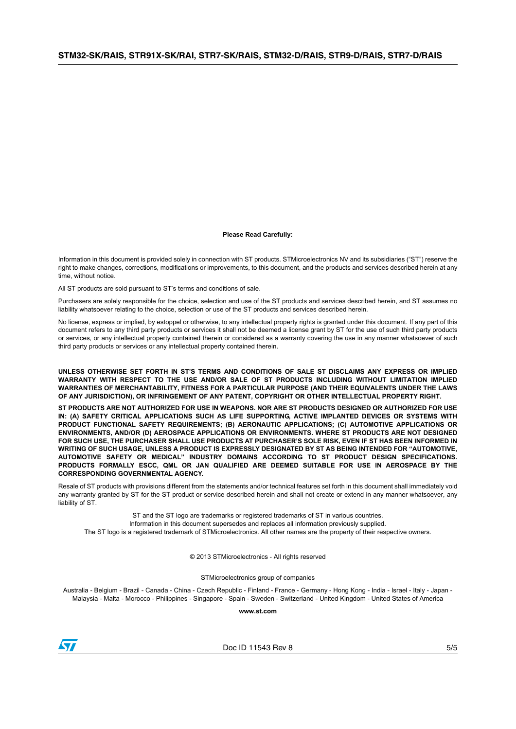**Please Read Carefully:**

Information in this document is provided solely in connection with ST products. STMicroelectronics NV and its subsidiaries ("ST") reserve the right to make changes, corrections, modifications or improvements, to this document, and the products and services described herein at any time, without notice.

All ST products are sold pursuant to ST's terms and conditions of sale.

Purchasers are solely responsible for the choice, selection and use of the ST products and services described herein, and ST assumes no liability whatsoever relating to the choice, selection or use of the ST products and services described herein.

No license, express or implied, by estoppel or otherwise, to any intellectual property rights is granted under this document. If any part of this document refers to any third party products or services it shall not be deemed a license grant by ST for the use of such third party products or services, or any intellectual property contained therein or considered as a warranty covering the use in any manner whatsoever of such third party products or services or any intellectual property contained therein.

**UNLESS OTHERWISE SET FORTH IN ST'S TERMS AND CONDITIONS OF SALE ST DISCLAIMS ANY EXPRESS OR IMPLIED WARRANTY WITH RESPECT TO THE USE AND/OR SALE OF ST PRODUCTS INCLUDING WITHOUT LIMITATION IMPLIED WARRANTIES OF MERCHANTABILITY, FITNESS FOR A PARTICULAR PURPOSE (AND THEIR EQUIVALENTS UNDER THE LAWS OF ANY JURISDICTION), OR INFRINGEMENT OF ANY PATENT, COPYRIGHT OR OTHER INTELLECTUAL PROPERTY RIGHT.**

**ST PRODUCTS ARE NOT AUTHORIZED FOR USE IN WEAPONS. NOR ARE ST PRODUCTS DESIGNED OR AUTHORIZED FOR USE IN: (A) SAFETY CRITICAL APPLICATIONS SUCH AS LIFE SUPPORTING, ACTIVE IMPLANTED DEVICES OR SYSTEMS WITH PRODUCT FUNCTIONAL SAFETY REQUIREMENTS; (B) AERONAUTIC APPLICATIONS; (C) AUTOMOTIVE APPLICATIONS OR ENVIRONMENTS, AND/OR (D) AEROSPACE APPLICATIONS OR ENVIRONMENTS. WHERE ST PRODUCTS ARE NOT DESIGNED FOR SUCH USE, THE PURCHASER SHALL USE PRODUCTS AT PURCHASER'S SOLE RISK, EVEN IF ST HAS BEEN INFORMED IN WRITING OF SUCH USAGE, UNLESS A PRODUCT IS EXPRESSLY DESIGNATED BY ST AS BEING INTENDED FOR "AUTOMOTIVE, AUTOMOTIVE SAFETY OR MEDICAL" INDUSTRY DOMAINS ACCORDING TO ST PRODUCT DESIGN SPECIFICATIONS. PRODUCTS FORMALLY ESCC, QML OR JAN QUALIFIED ARE DEEMED SUITABLE FOR USE IN AEROSPACE BY THE CORRESPONDING GOVERNMENTAL AGENCY.**

Resale of ST products with provisions different from the statements and/or technical features set forth in this document shall immediately void any warranty granted by ST for the ST product or service described herein and shall not create or extend in any manner whatsoever, any liability of ST.

ST and the ST logo are trademarks or registered trademarks of ST in various countries.
Information in this document supersedes and replaces all information previously supplied.
The ST logo is a registered trademark of STMicroelectronics. All other names are the property of their respective owners.

© 2013 STMicroelectronics - All rights reserved

STMicroelectronics group of companies

Australia - Belgium - Brazil - Canada - China - Czech Republic - Finland - France - Germany - Hong Kong - India - Israel - Italy - Japan - Malaysia - Malta - Morocco - Philippines - Singapore - Spain - Sweden - Switzerland - United Kingdom - United States of America

**www.st.com**